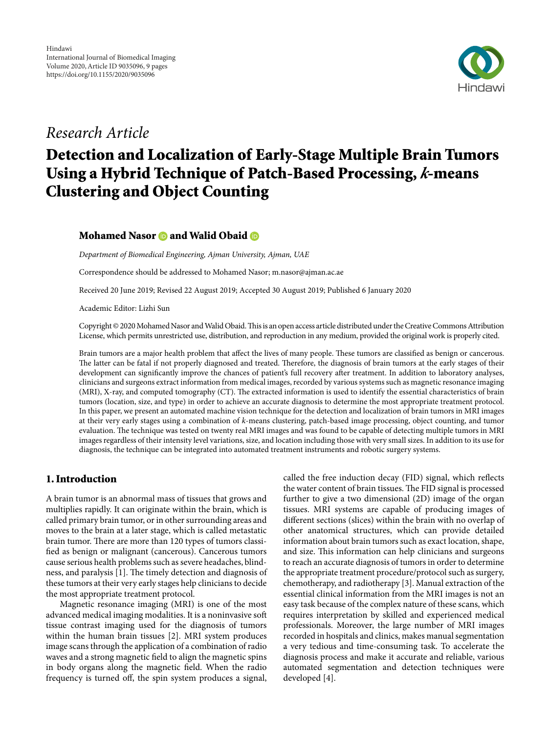Hindawi
International Journal of Biomedical Imaging
Volume 2020, Article ID 9035096, 9 pages
https://doi.org/10.1155/2020/9035096

*Research Article*

# Detection and Localization of Early-Stage Multiple Brain Tumors Using a Hybrid Technique of Patch-Based Processing, *k*-means Clustering and Object Counting

**Mohamed Nasor and Walid Obaid**

*Department of Biomedical Engineering, Ajman University, Ajman, UAE*

Correspondence should be addressed to Mohamed Nasor; m.nasor@ajman.ac.ae

Received 20 June 2019; Revised 22 August 2019; Accepted 30 August 2019; Published 6 January 2020

Academic Editor: Lizhi Sun

Copyright © 2020 Mohamed Nasor and Walid Obaid. This is an open access article distributed under the Creative Commons Attribution License, which permits unrestricted use, distribution, and reproduction in any medium, provided the original work is properly cited.

Brain tumors are a major health problem that affect the lives of many people. These tumors are classified as benign or cancerous. The latter can be fatal if not properly diagnosed and treated. Therefore, the diagnosis of brain tumors at the early stages of their development can significantly improve the chances of patient's full recovery after treatment. In addition to laboratory analyses, clinicians and surgeons extract information from medical images, recorded by various systems such as magnetic resonance imaging (MRI), X-ray, and computed tomography (CT). The extracted information is used to identify the essential characteristics of brain tumors (location, size, and type) in order to achieve an accurate diagnosis to determine the most appropriate treatment protocol. In this paper, we present an automated machine vision technique for the detection and localization of brain tumors in MRI images at their very early stages using a combination of *k*-means clustering, patch-based image processing, object counting, and tumor evaluation. The technique was tested on twenty real MRI images and was found to be capable of detecting multiple tumors in MRI images regardless of their intensity level variations, size, and location including those with very small sizes. In addition to its use for diagnosis, the technique can be integrated into automated treatment instruments and robotic surgery systems.

## 1. Introduction

A brain tumor is an abnormal mass of tissues that grows and multiplies rapidly. It can originate within the brain, which is called primary brain tumor, or in other surrounding areas and moves to the brain at a later stage, which is called metastatic brain tumor. There are more than 120 types of tumors classified as benign or malignant (cancerous). Cancerous tumors cause serious health problems such as severe headaches, blindness, and paralysis [1]. The timely detection and diagnosis of these tumors at their very early stages help clinicians to decide the most appropriate treatment protocol.

Magnetic resonance imaging (MRI) is one of the most advanced medical imaging modalities. It is a noninvasive soft tissue contrast imaging used for the diagnosis of tumors within the human brain tissues [2]. MRI system produces image scans through the application of a combination of radio waves and a strong magnetic field to align the magnetic spins in body organs along the magnetic field. When the radio frequency is turned off, the spin system produces a signal, called the free induction decay (FID) signal, which reflects the water content of brain tissues. The FID signal is processed further to give a two dimensional (2D) image of the organ tissues. MRI systems are capable of producing images of different sections (slices) within the brain with no overlap of other anatomical structures, which can provide detailed information about brain tumors such as exact location, shape, and size. This information can help clinicians and surgeons to reach an accurate diagnosis of tumors in order to determine the appropriate treatment procedure/protocol such as surgery, chemotherapy, and radiotherapy [3]. Manual extraction of the essential clinical information from the MRI images is not an easy task because of the complex nature of these scans, which requires interpretation by skilled and experienced medical professionals. Moreover, the large number of MRI images recorded in hospitals and clinics, makes manual segmentation a very tedious and time-consuming task. To accelerate the diagnosis process and make it accurate and reliable, various automated segmentation and detection techniques were developed [4].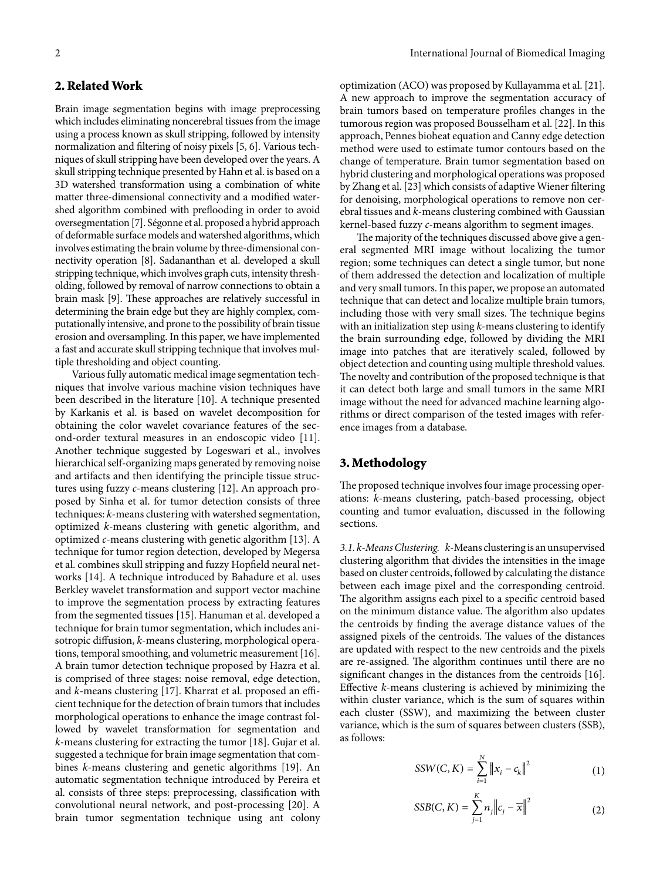## 2. Related Work

Brain image segmentation begins with image preprocessing which includes eliminating noncerebral tissues from the image using a process known as skull stripping, followed by intensity normalization and filtering of noisy pixels [5, 6]. Various techniques of skull stripping have been developed over the years. A skull stripping technique presented by Hahn et al. is based on a 3D watershed transformation using a combination of white matter three-dimensional connectivity and a modified watershed algorithm combined with preflooding in order to avoid oversegmentation [7]. Ségonne et al. proposed a hybrid approach of deformable surface models and watershed algorithms, which involves estimating the brain volume by three-dimensional connectivity operation [8]. Sadananthan et al. developed a skull stripping technique, which involves graph cuts, intensity thresholding, followed by removal of narrow connections to obtain a brain mask [9]. These approaches are relatively successful in determining the brain edge but they are highly complex, computationally intensive, and prone to the possibility of brain tissue erosion and oversampling. In this paper, we have implemented a fast and accurate skull stripping technique that involves multiple thresholding and object counting.

Various fully automatic medical image segmentation techniques that involve various machine vision techniques have been described in the literature [10]. A technique presented by Karkanis et al. is based on wavelet decomposition for obtaining the color wavelet covariance features of the second-order textural measures in an endoscopic video [11]. Another technique suggested by Logeswari et al., involves hierarchical self-organizing maps generated by removing noise and artifacts and then identifying the principle tissue structures using fuzzy *c*-means clustering [12]. An approach proposed by Sinha et al. for tumor detection consists of three techniques: *k*-means clustering with watershed segmentation, optimized *k*-means clustering with genetic algorithm, and optimized *c*-means clustering with genetic algorithm [13]. A technique for tumor region detection, developed by Megersa et al. combines skull stripping and fuzzy Hopfield neural networks [14]. A technique introduced by Bahadure et al. uses Berkley wavelet transformation and support vector machine to improve the segmentation process by extracting features from the segmented tissues [15]. Hanuman et al. developed a technique for brain tumor segmentation, which includes anisotropic diffusion, *k*-means clustering, morphological operations, temporal smoothing, and volumetric measurement [16]. A brain tumor detection technique proposed by Hazra et al. is comprised of three stages: noise removal, edge detection, and *k*-means clustering [17]. Kharrat et al. proposed an efficient technique for the detection of brain tumors that includes morphological operations to enhance the image contrast followed by wavelet transformation for segmentation and *k*-means clustering for extracting the tumor [18]. Gujar et al. suggested a technique for brain image segmentation that combines *k*-means clustering and genetic algorithms [19]. An automatic segmentation technique introduced by Pereira et al. consists of three steps: preprocessing, classification with convolutional neural network, and post-processing [20]. A brain tumor segmentation technique using ant colony optimization (ACO) was proposed by Kullayamma et al. [21]. A new approach to improve the segmentation accuracy of brain tumors based on temperature profiles changes in the tumorous region was proposed Bousselham et al. [22]. In this approach, Pennes bioheat equation and Canny edge detection method were used to estimate tumor contours based on the change of temperature. Brain tumor segmentation based on hybrid clustering and morphological operations was proposed by Zhang et al. [23] which consists of adaptive Wiener filtering for denoising, morphological operations to remove non cerebral tissues and *k*-means clustering combined with Gaussian kernel-based fuzzy *c*-means algorithm to segment images.

The majority of the techniques discussed above give a general segmented MRI image without localizing the tumor region; some techniques can detect a single tumor, but none of them addressed the detection and localization of multiple and very small tumors. In this paper, we propose an automated technique that can detect and localize multiple brain tumors, including those with very small sizes. The technique begins with an initialization step using *k*-means clustering to identify the brain surrounding edge, followed by dividing the MRI image into patches that are iteratively scaled, followed by object detection and counting using multiple threshold values. The novelty and contribution of the proposed technique is that it can detect both large and small tumors in the same MRI image without the need for advanced machine learning algorithms or direct comparison of the tested images with reference images from a database.

## 3. Methodology

The proposed technique involves four image processing operations: *k*-means clustering, patch-based processing, object counting and tumor evaluation, discussed in the following sections.

*3.1. k-Means Clustering.* *k*-Means clustering is an unsupervised clustering algorithm that divides the intensities in the image based on cluster centroids, followed by calculating the distance between each image pixel and the corresponding centroid. The algorithm assigns each pixel to a specific centroid based on the minimum distance value. The algorithm also updates the centroids by finding the average distance values of the assigned pixels of the centroids. The values of the distances are updated with respect to the new centroids and the pixels are re-assigned. The algorithm continues until there are no significant changes in the distances from the centroids [16]. Effective *k*-means clustering is achieved by minimizing the within cluster variance, which is the sum of squares within each cluster (SSW), and maximizing the between cluster variance, which is the sum of squares between clusters (SSB), as follows:

$$SSW(C,K) = \sum_{i=1}^{N} \left\| x_i - c_k \right\|^2 \tag{1}$$

$$SSB(C,K) = \sum_{j=1}^{K} n_j \left\| c_j - \overline{x} \right\|^2 \tag{2}$$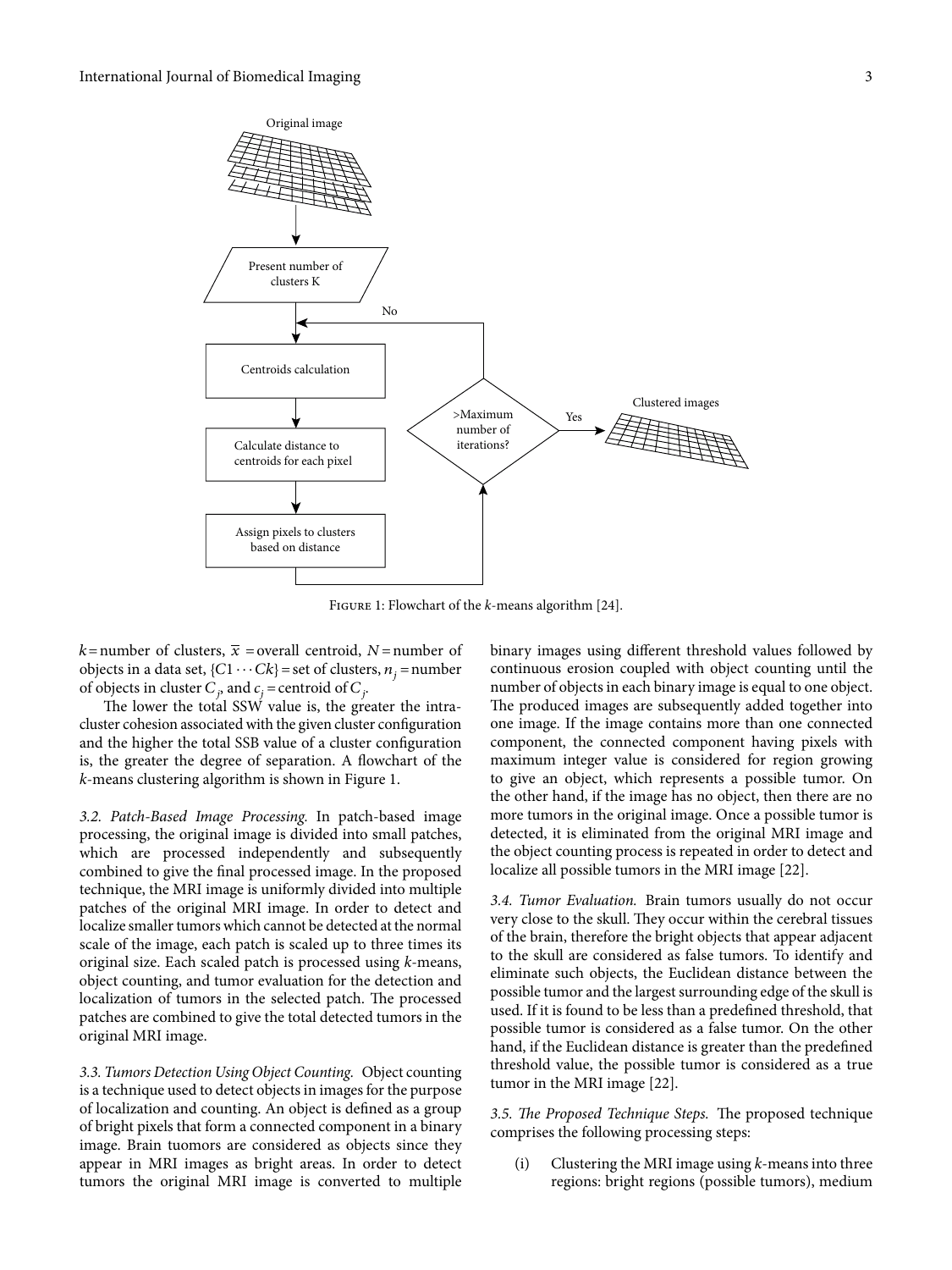Figure 1: Flowchart of the $k$-means algorithm [24].

$k$ = number of clusters, $\bar{x}$ = overall centroid, $N$ = number of objects in a data set, $\{C1 \cdots Ck\}$ = set of clusters, $n_j$ = number of objects in cluster $C_j$, and $c_j$ = centroid of $C_j$.

The lower the total SSW value is, the greater the intra-cluster cohesion associated with the given cluster configuration and the higher the total SSB value of a cluster configuration is, the greater the degree of separation. A flowchart of the $k$-means clustering algorithm is shown in Figure 1.

*3.2. Patch-Based Image Processing.* In patch-based image processing, the original image is divided into small patches, which are processed independently and subsequently combined to give the final processed image. In the proposed technique, the MRI image is uniformly divided into multiple patches of the original MRI image. In order to detect and localize smaller tumors which cannot be detected at the normal scale of the image, each patch is scaled up to three times its original size. Each scaled patch is processed using $k$-means, object counting, and tumor evaluation for the detection and localization of tumors in the selected patch. The processed patches are combined to give the total detected tumors in the original MRI image.

*3.3. Tumors Detection Using Object Counting.* Object counting is a technique used to detect objects in images for the purpose of localization and counting. An object is defined as a group of bright pixels that form a connected component in a binary image. Brain tuomors are considered as objects since they appear in MRI images as bright areas. In order to detect tumors the original MRI image is converted to multiple binary images using different threshold values followed by continuous erosion coupled with object counting until the number of objects in each binary image is equal to one object. The produced images are subsequently added together into one image. If the image contains more than one connected component, the connected component having pixels with maximum integer value is considered for region growing to give an object, which represents a possible tumor. On the other hand, if the image has no object, then there are no more tumors in the original image. Once a possible tumor is detected, it is eliminated from the original MRI image and the object counting process is repeated in order to detect and localize all possible tumors in the MRI image [22].

*3.4. Tumor Evaluation.* Brain tumors usually do not occur very close to the skull. They occur within the cerebral tissues of the brain, therefore the bright objects that appear adjacent to the skull are considered as false tumors. To identify and eliminate such objects, the Euclidean distance between the possible tumor and the largest surrounding edge of the skull is used. If it is found to be less than a predefined threshold, that possible tumor is considered as a false tumor. On the other hand, if the Euclidean distance is greater than the predefined threshold value, the possible tumor is considered as a true tumor in the MRI image [22].

*3.5. The Proposed Technique Steps.* The proposed technique comprises the following processing steps:

(i) Clustering the MRI image using $k$-means into three regions: bright regions (possible tumors), medium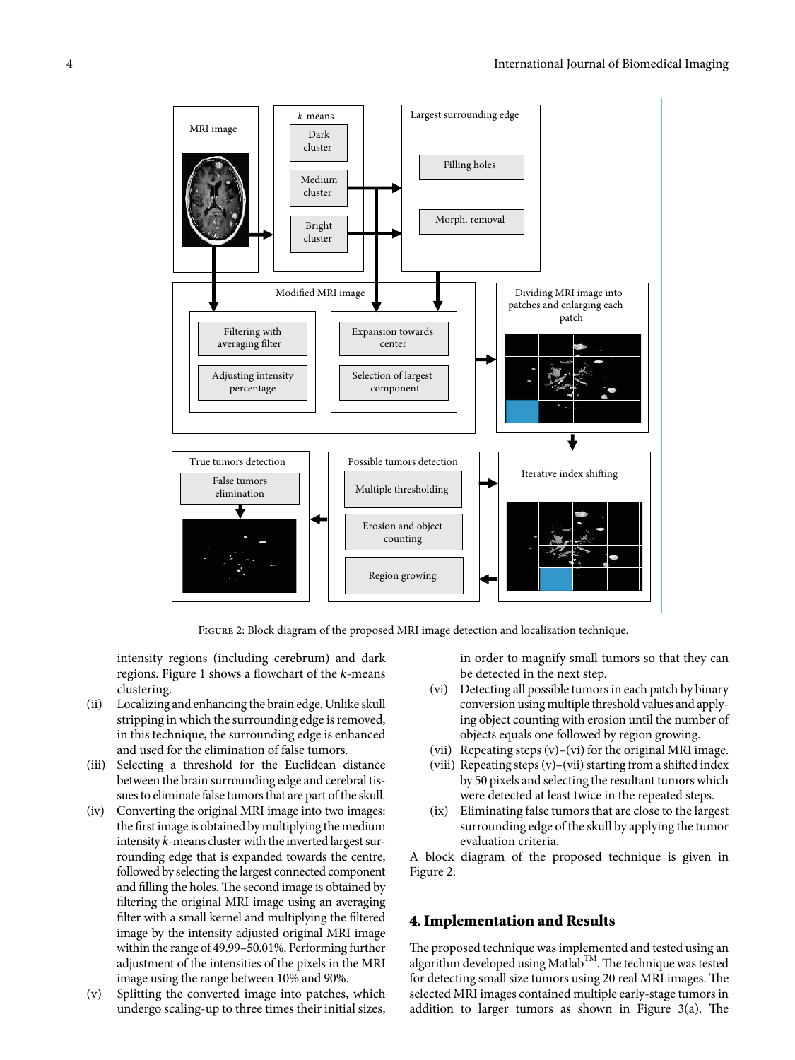Figure 2: Block diagram of the proposed MRI image detection and localization technique.

intensity regions (including cerebrum) and dark regions. Figure 1 shows a flowchart of the $k$-means clustering.

(ii) Localizing and enhancing the brain edge. Unlike skull stripping in which the surrounding edge is removed, in this technique, the surrounding edge is enhanced and used for the elimination of false tumors.

(iii) Selecting a threshold for the Euclidean distance between the brain surrounding edge and cerebral tissues to eliminate false tumors that are part of the skull.

(iv) Converting the original MRI image into two images: the first image is obtained by multiplying the medium intensity $k$-means cluster with the inverted largest surrounding edge that is expanded towards the centre, followed by selecting the largest connected component and filling the holes. The second image is obtained by filtering the original MRI image using an averaging filter with a small kernel and multiplying the filtered image by the intensity adjusted original MRI image within the range of 49.99–50.01%. Performing further adjustment of the intensities of the pixels in the MRI image using the range between 10% and 90%.

(v) Splitting the converted image into patches, which undergo scaling-up to three times their initial sizes, in order to magnify small tumors so that they can be detected in the next step.

(vi) Detecting all possible tumors in each patch by binary conversion using multiple threshold values and applying object counting with erosion until the number of objects equals one followed by region growing.

(vii) Repeating steps (v)–(vi) for the original MRI image.

(viii) Repeating steps (v)–(vii) starting from a shifted index by 50 pixels and selecting the resultant tumors which were detected at least twice in the repeated steps.

(ix) Eliminating false tumors that are close to the largest surrounding edge of the skull by applying the tumor evaluation criteria.

A block diagram of the proposed technique is given in Figure 2.

## 4. Implementation and Results

The proposed technique was implemented and tested using an algorithm developed using Matlab™. The technique was tested for detecting small size tumors using 20 real MRI images. The selected MRI images contained multiple early-stage tumors in addition to larger tumors as shown in Figure 3(a). The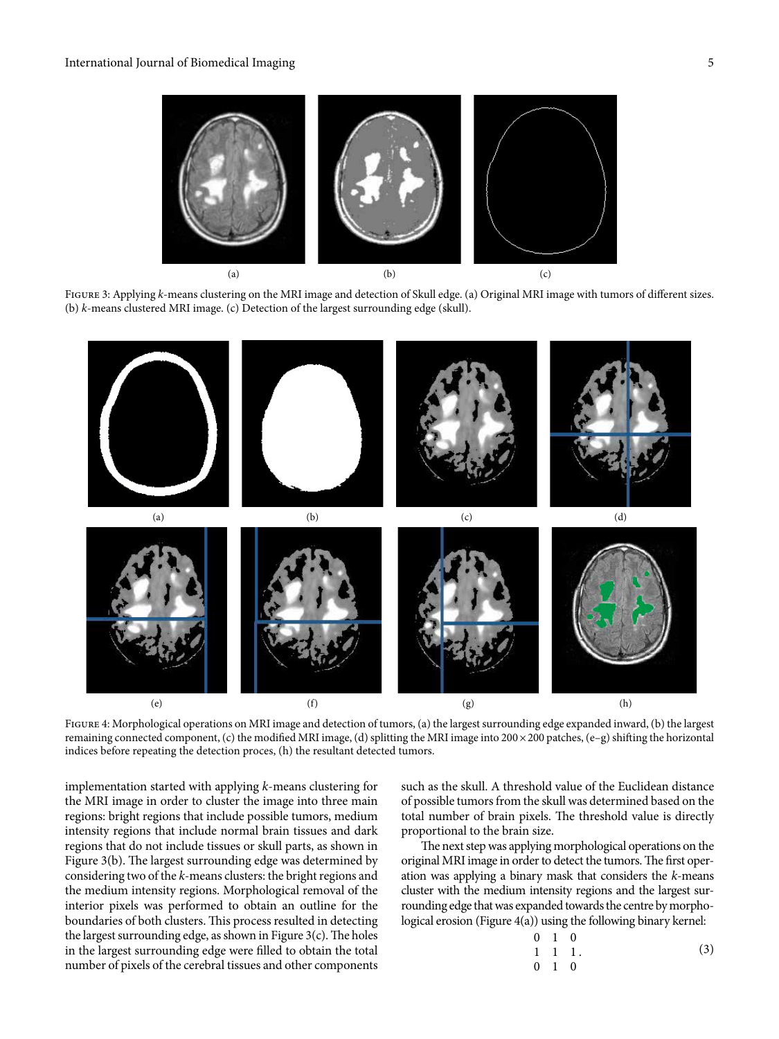Figure 3: Applying $k$-means clustering on the MRI image and detection of Skull edge. (a) Original MRI image with tumors of different sizes. (b) $k$-means clustered MRI image. (c) Detection of the largest surrounding edge (skull).

Figure 4: Morphological operations on MRI image and detection of tumors, (a) the largest surrounding edge expanded inward, (b) the largest remaining connected component, (c) the modified MRI image, (d) splitting the MRI image into $200 \times 200$ patches, (e–g) shifting the horizontal indices before repeating the detection proces, (h) the resultant detected tumors.

implementation started with applying $k$-means clustering for the MRI image in order to cluster the image into three main regions: bright regions that include possible tumors, medium intensity regions that include normal brain tissues and dark regions that do not include tissues or skull parts, as shown in Figure 3(b). The largest surrounding edge was determined by considering two of the $k$-means clusters: the bright regions and the medium intensity regions. Morphological removal of the interior pixels was performed to obtain an outline for the boundaries of both clusters. This process resulted in detecting the largest surrounding edge, as shown in Figure 3(c). The holes in the largest surrounding edge were filled to obtain the total number of pixels of the cerebral tissues and other components such as the skull. A threshold value of the Euclidean distance of possible tumors from the skull was determined based on the total number of brain pixels. The threshold value is directly proportional to the brain size.

The next step was applying morphological operations on the original MRI image in order to detect the tumors. The first operation was applying a binary mask that considers the $k$-means cluster with the medium intensity regions and the largest surrounding edge that was expanded towards the centre by morphological erosion (Figure 4(a)) using the following binary kernel:

$$\begin{matrix} 0 & 1 & 0 \\ 1 & 1 & 1 \\ 0 & 1 & 0 \end{matrix}. \tag{3}$$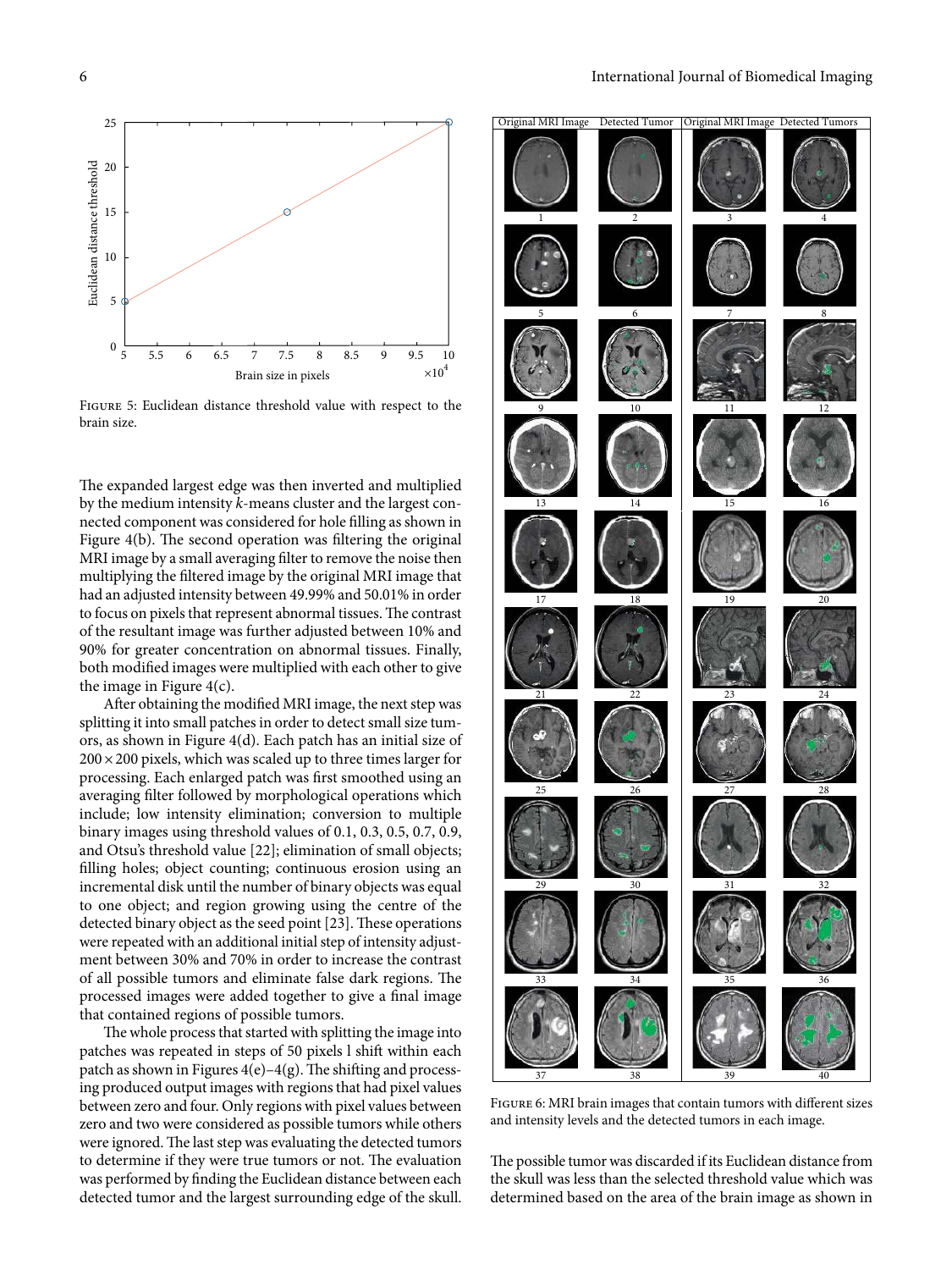Figure 5: Euclidean distance threshold value with respect to the brain size.

The expanded largest edge was then inverted and multiplied by the medium intensity $k$-means cluster and the largest connected component was considered for hole filling as shown in Figure 4(b). The second operation was filtering the original MRI image by a small averaging filter to remove the noise then multiplying the filtered image by the original MRI image that had an adjusted intensity between 49.99% and 50.01% in order to focus on pixels that represent abnormal tissues. The contrast of the resultant image was further adjusted between 10% and 90% for greater concentration on abnormal tissues. Finally, both modified images were multiplied with each other to give the image in Figure 4(c).

After obtaining the modified MRI image, the next step was splitting it into small patches in order to detect small size tumors, as shown in Figure 4(d). Each patch has an initial size of $200 \times 200$ pixels, which was scaled up to three times larger for processing. Each enlarged patch was first smoothed using an averaging filter followed by morphological operations which include; low intensity elimination; conversion to multiple binary images using threshold values of 0.1, 0.3, 0.5, 0.7, 0.9, and Otsu's threshold value [22]; elimination of small objects; filling holes; object counting; continuous erosion using an incremental disk until the number of binary objects was equal to one object; and region growing using the centre of the detected binary object as the seed point [23]. These operations were repeated with an additional initial step of intensity adjustment between 30% and 70% in order to increase the contrast of all possible tumors and eliminate false dark regions. The processed images were added together to give a final image that contained regions of possible tumors.

The whole process that started with splitting the image into patches was repeated in steps of 50 pixels l shift within each patch as shown in Figures 4(e)–4(g). The shifting and processing produced output images with regions that had pixel values between zero and four. Only regions with pixel values between zero and two were considered as possible tumors while others were ignored. The last step was evaluating the detected tumors to determine if they were true tumors or not. The evaluation was performed by finding the Euclidean distance between each detected tumor and the largest surrounding edge of the skull.

Figure 6: MRI brain images that contain tumors with different sizes and intensity levels and the detected tumors in each image.

The possible tumor was discarded if its Euclidean distance from the skull was less than the selected threshold value which was determined based on the area of the brain image as shown in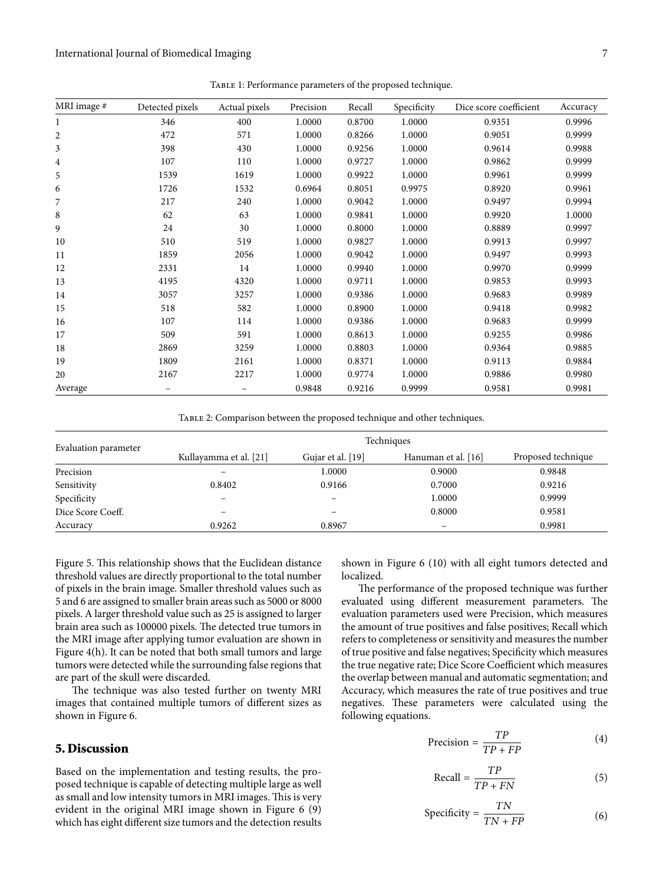Table 1: Performance parameters of the proposed technique.

| MRI image # | Detected pixels | Actual pixels | Precision | Recall | Specificity | Dice score coefficient | Accuracy |
|---|---|---|---|---|---|---|---|
| 1 | 346 | 400 | 1.0000 | 0.8700 | 1.0000 | 0.9351 | 0.9996 |
| 2 | 472 | 571 | 1.0000 | 0.8266 | 1.0000 | 0.9051 | 0.9999 |
| 3 | 398 | 430 | 1.0000 | 0.9256 | 1.0000 | 0.9614 | 0.9988 |
| 4 | 107 | 110 | 1.0000 | 0.9727 | 1.0000 | 0.9862 | 0.9999 |
| 5 | 1539 | 1619 | 1.0000 | 0.9922 | 1.0000 | 0.9961 | 0.9999 |
| 6 | 1726 | 1532 | 0.6964 | 0.8051 | 0.9975 | 0.8920 | 0.9961 |
| 7 | 217 | 240 | 1.0000 | 0.9042 | 1.0000 | 0.9497 | 0.9994 |
| 8 | 62 | 63 | 1.0000 | 0.9841 | 1.0000 | 0.9920 | 1.0000 |
| 9 | 24 | 30 | 1.0000 | 0.8000 | 1.0000 | 0.8889 | 0.9997 |
| 10 | 510 | 519 | 1.0000 | 0.9827 | 1.0000 | 0.9913 | 0.9997 |
| 11 | 1859 | 2056 | 1.0000 | 0.9042 | 1.0000 | 0.9497 | 0.9993 |
| 12 | 2331 | 14 | 1.0000 | 0.9940 | 1.0000 | 0.9970 | 0.9999 |
| 13 | 4195 | 4320 | 1.0000 | 0.9711 | 1.0000 | 0.9853 | 0.9993 |
| 14 | 3057 | 3257 | 1.0000 | 0.9386 | 1.0000 | 0.9683 | 0.9989 |
| 15 | 518 | 582 | 1.0000 | 0.8900 | 1.0000 | 0.9418 | 0.9982 |
| 16 | 107 | 114 | 1.0000 | 0.9386 | 1.0000 | 0.9683 | 0.9999 |
| 17 | 509 | 591 | 1.0000 | 0.8613 | 1.0000 | 0.9255 | 0.9986 |
| 18 | 2869 | 3259 | 1.0000 | 0.8803 | 1.0000 | 0.9364 | 0.9885 |
| 19 | 1809 | 2161 | 1.0000 | 0.8371 | 1.0000 | 0.9113 | 0.9884 |
| 20 | 2167 | 2217 | 1.0000 | 0.9774 | 1.0000 | 0.9886 | 0.9980 |
| Average | – | – | 0.9848 | 0.9216 | 0.9999 | 0.9581 | 0.9981 |

Table 2: Comparison between the proposed technique and other techniques.

| Evaluation parameter | Techniques | | | |
|---|---|---|---|---|
| | Kullayamma et al. [21] | Gujar et al. [19] | Hanuman et al. [16] | Proposed technique |
| Precision | – | 1.0000 | 0.9000 | 0.9848 |
| Sensitivity | 0.8402 | 0.9166 | 0.7000 | 0.9216 |
| Specificity | – | – | 1.0000 | 0.9999 |
| Dice Score Coeff. | – | – | 0.8000 | 0.9581 |
| Accuracy | 0.9262 | 0.8967 | – | 0.9981 |

Figure 5. This relationship shows that the Euclidean distance threshold values are directly proportional to the total number of pixels in the brain image. Smaller threshold values such as 5 and 6 are assigned to smaller brain areas such as 5000 or 8000 pixels. A larger threshold value such as 25 is assigned to larger brain area such as 100000 pixels. The detected true tumors in the MRI image after applying tumor evaluation are shown in Figure 4(h). It can be noted that both small tumors and large tumors were detected while the surrounding false regions that are part of the skull were discarded.

The technique was also tested further on twenty MRI images that contained multiple tumors of different sizes as shown in Figure 6.

## 5. Discussion

Based on the implementation and testing results, the proposed technique is capable of detecting multiple large as well as small and low intensity tumors in MRI images. This is very evident in the original MRI image shown in Figure 6 (9) which has eight different size tumors and the detection results shown in Figure 6 (10) with all eight tumors detected and localized.

The performance of the proposed technique was further evaluated using different measurement parameters. The evaluation parameters used were Precision, which measures the amount of true positives and false positives; Recall which refers to completeness or sensitivity and measures the number of true positive and false negatives; Specificity which measures the true negative rate; Dice Score Coefficient which measures the overlap between manual and automatic segmentation; and Accuracy, which measures the rate of true positives and true negatives. These parameters were calculated using the following equations.

$$\text{Precision} = \frac{TP}{TP + FP} \tag{4}$$

$$\text{Recall} = \frac{TP}{TP + FN} \tag{5}$$

$$\text{Specificity} = \frac{TN}{TN + FP} \tag{6}$$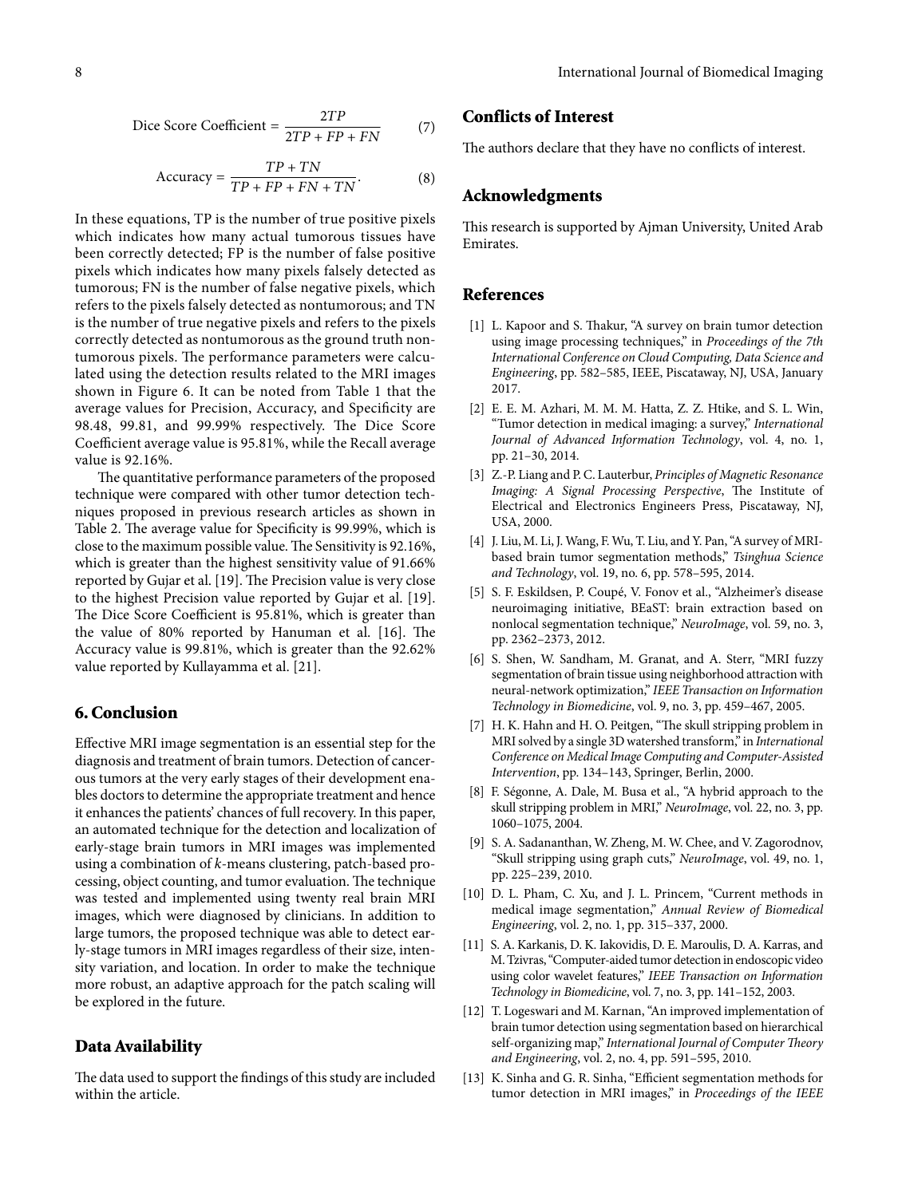$$\text{Dice Score Coefficient} = \frac{2TP}{2TP + FP + FN} \tag{7}$$

$$\text{Accuracy} = \frac{TP + TN}{TP + FP + FN + TN}. \tag{8}$$

In these equations, TP is the number of true positive pixels which indicates how many actual tumorous tissues have been correctly detected; FP is the number of false positive pixels which indicates how many pixels falsely detected as tumorous; FN is the number of false negative pixels, which refers to the pixels falsely detected as nontumorous; and TN is the number of true negative pixels and refers to the pixels correctly detected as nontumorous as the ground truth nontumorous pixels. The performance parameters were calculated using the detection results related to the MRI images shown in Figure 6. It can be noted from Table 1 that the average values for Precision, Accuracy, and Specificity are 98.48, 99.81, and 99.99% respectively. The Dice Score Coefficient average value is 95.81%, while the Recall average value is 92.16%.

The quantitative performance parameters of the proposed technique were compared with other tumor detection techniques proposed in previous research articles as shown in Table 2. The average value for Specificity is 99.99%, which is close to the maximum possible value. The Sensitivity is 92.16%, which is greater than the highest sensitivity value of 91.66% reported by Gujar et al. [19]. The Precision value is very close to the highest Precision value reported by Gujar et al. [19]. The Dice Score Coefficient is 95.81%, which is greater than the value of 80% reported by Hanuman et al. [16]. The Accuracy value is 99.81%, which is greater than the 92.62% value reported by Kullayamma et al. [21].

## 6. Conclusion

Effective MRI image segmentation is an essential step for the diagnosis and treatment of brain tumors. Detection of cancerous tumors at the very early stages of their development enables doctors to determine the appropriate treatment and hence it enhances the patients' chances of full recovery. In this paper, an automated technique for the detection and localization of early-stage brain tumors in MRI images was implemented using a combination of $k$-means clustering, patch-based processing, object counting, and tumor evaluation. The technique was tested and implemented using twenty real brain MRI images, which were diagnosed by clinicians. In addition to large tumors, the proposed technique was able to detect early-stage tumors in MRI images regardless of their size, intensity variation, and location. In order to make the technique more robust, an adaptive approach for the patch scaling will be explored in the future.

## Data Availability

The data used to support the findings of this study are included within the article.

## Conflicts of Interest

The authors declare that they have no conflicts of interest.

## Acknowledgments

This research is supported by Ajman University, United Arab Emirates.

## References

[1] L. Kapoor and S. Thakur, "A survey on brain tumor detection using image processing techniques," in *Proceedings of the 7th International Conference on Cloud Computing, Data Science and Engineering*, pp. 582–585, IEEE, Piscataway, NJ, USA, January 2017.

[2] E. E. M. Azhari, M. M. M. Hatta, Z. Z. Htike, and S. L. Win, "Tumor detection in medical imaging: a survey," *International Journal of Advanced Information Technology*, vol. 4, no. 1, pp. 21–30, 2014.

[3] Z.-P. Liang and P. C. Lauterbur, *Principles of Magnetic Resonance Imaging: A Signal Processing Perspective*, The Institute of Electrical and Electronics Engineers Press, Piscataway, NJ, USA, 2000.

[4] J. Liu, M. Li, J. Wang, F. Wu, T. Liu, and Y. Pan, "A survey of MRI-based brain tumor segmentation methods," *Tsinghua Science and Technology*, vol. 19, no. 6, pp. 578–595, 2014.

[5] S. F. Eskildsen, P. Coupé, V. Fonov et al., "Alzheimer's disease neuroimaging initiative, BEaST: brain extraction based on nonlocal segmentation technique," *NeuroImage*, vol. 59, no. 3, pp. 2362–2373, 2012.

[6] S. Shen, W. Sandham, M. Granat, and A. Sterr, "MRI fuzzy segmentation of brain tissue using neighborhood attraction with neural-network optimization," *IEEE Transaction on Information Technology in Biomedicine*, vol. 9, no. 3, pp. 459–467, 2005.

[7] H. K. Hahn and H. O. Peitgen, "The skull stripping problem in MRI solved by a single 3D watershed transform," in *International Conference on Medical Image Computing and Computer-Assisted Intervention*, pp. 134–143, Springer, Berlin, 2000.

[8] F. Ségonne, A. Dale, M. Busa et al., "A hybrid approach to the skull stripping problem in MRI," *NeuroImage*, vol. 22, no. 3, pp. 1060–1075, 2004.

[9] S. A. Sadananthan, W. Zheng, M. W. Chee, and V. Zagorodnov, "Skull stripping using graph cuts," *NeuroImage*, vol. 49, no. 1, pp. 225–239, 2010.

[10] D. L. Pham, C. Xu, and J. L. Princem, "Current methods in medical image segmentation," *Annual Review of Biomedical Engineering*, vol. 2, no. 1, pp. 315–337, 2000.

[11] S. A. Karkanis, D. K. Iakovidis, D. E. Maroulis, D. A. Karras, and M. Tzivras, "Computer-aided tumor detection in endoscopic video using color wavelet features," *IEEE Transaction on Information Technology in Biomedicine*, vol. 7, no. 3, pp. 141–152, 2003.

[12] T. Logeswari and M. Karnan, "An improved implementation of brain tumor detection using segmentation based on hierarchical self-organizing map," *International Journal of Computer Theory and Engineering*, vol. 2, no. 4, pp. 591–595, 2010.

[13] K. Sinha and G. R. Sinha, "Efficient segmentation methods for tumor detection in MRI images," in *Proceedings of the IEEE*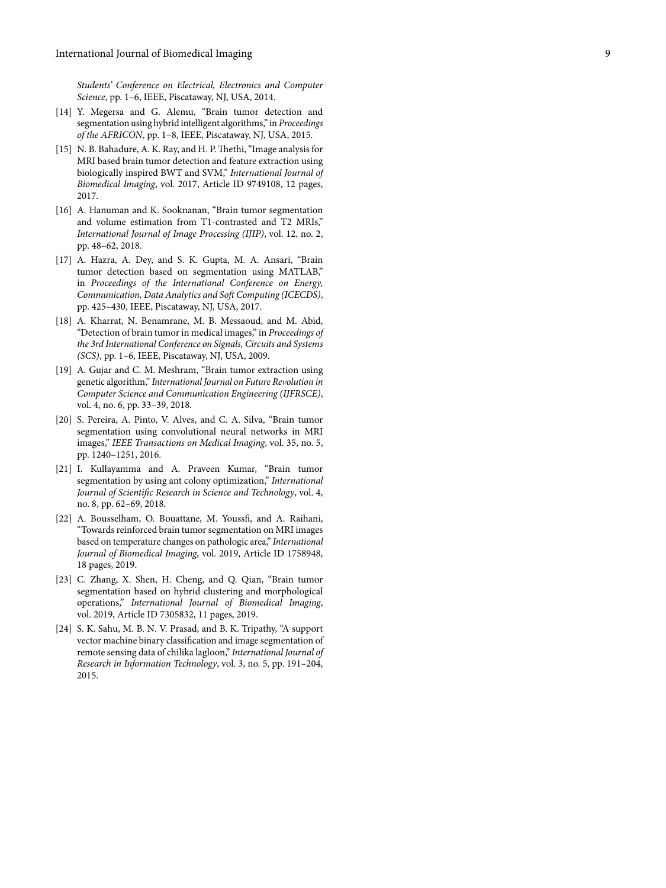*Students' Conference on Electrical, Electronics and Computer Science*, pp. 1–6, IEEE, Piscataway, NJ, USA, 2014.

[14] Y. Megersa and G. Alemu, "Brain tumor detection and segmentation using hybrid intelligent algorithms," in *Proceedings of the AFRICON*, pp. 1–8, IEEE, Piscataway, NJ, USA, 2015.

[15] N. B. Bahadure, A. K. Ray, and H. P. Thethi, "Image analysis for MRI based brain tumor detection and feature extraction using biologically inspired BWT and SVM," *International Journal of Biomedical Imaging*, vol. 2017, Article ID 9749108, 12 pages, 2017.

[16] A. Hanuman and K. Sooknanan, "Brain tumor segmentation and volume estimation from T1-contrasted and T2 MRIs," *International Journal of Image Processing (IJIP)*, vol. 12, no. 2, pp. 48–62, 2018.

[17] A. Hazra, A. Dey, and S. K. Gupta, M. A. Ansari, "Brain tumor detection based on segmentation using MATLAB," in *Proceedings of the International Conference on Energy, Communication, Data Analytics and Soft Computing (ICECDS)*, pp. 425–430, IEEE, Piscataway, NJ, USA, 2017.

[18] A. Kharrat, N. Benamrane, M. B. Messaoud, and M. Abid, "Detection of brain tumor in medical images," in *Proceedings of the 3rd International Conference on Signals, Circuits and Systems (SCS)*, pp. 1–6, IEEE, Piscataway, NJ, USA, 2009.

[19] A. Gujar and C. M. Meshram, "Brain tumor extraction using genetic algorithm," *International Journal on Future Revolution in Computer Science and Communication Engineering (IJFRSCE)*, vol. 4, no. 6, pp. 33–39, 2018.

[20] S. Pereira, A. Pinto, V. Alves, and C. A. Silva, "Brain tumor segmentation using convolutional neural networks in MRI images," *IEEE Transactions on Medical Imaging*, vol. 35, no. 5, pp. 1240–1251, 2016.

[21] I. Kullayamma and A. Praveen Kumar, "Brain tumor segmentation by using ant colony optimization," *International Journal of Scientific Research in Science and Technology*, vol. 4, no. 8, pp. 62–69, 2018.

[22] A. Bousselham, O. Bouattane, M. Youssfi, and A. Raihani, "Towards reinforced brain tumor segmentation on MRI images based on temperature changes on pathologic area," *International Journal of Biomedical Imaging*, vol. 2019, Article ID 1758948, 18 pages, 2019.

[23] C. Zhang, X. Shen, H. Cheng, and Q. Qian, "Brain tumor segmentation based on hybrid clustering and morphological operations," *International Journal of Biomedical Imaging*, vol. 2019, Article ID 7305832, 11 pages, 2019.

[24] S. K. Sahu, M. B. N. V. Prasad, and B. K. Tripathy, "A support vector machine binary classification and image segmentation of remote sensing data of chilika lagloon," *International Journal of Research in Information Technology*, vol. 3, no. 5, pp. 191–204, 2015.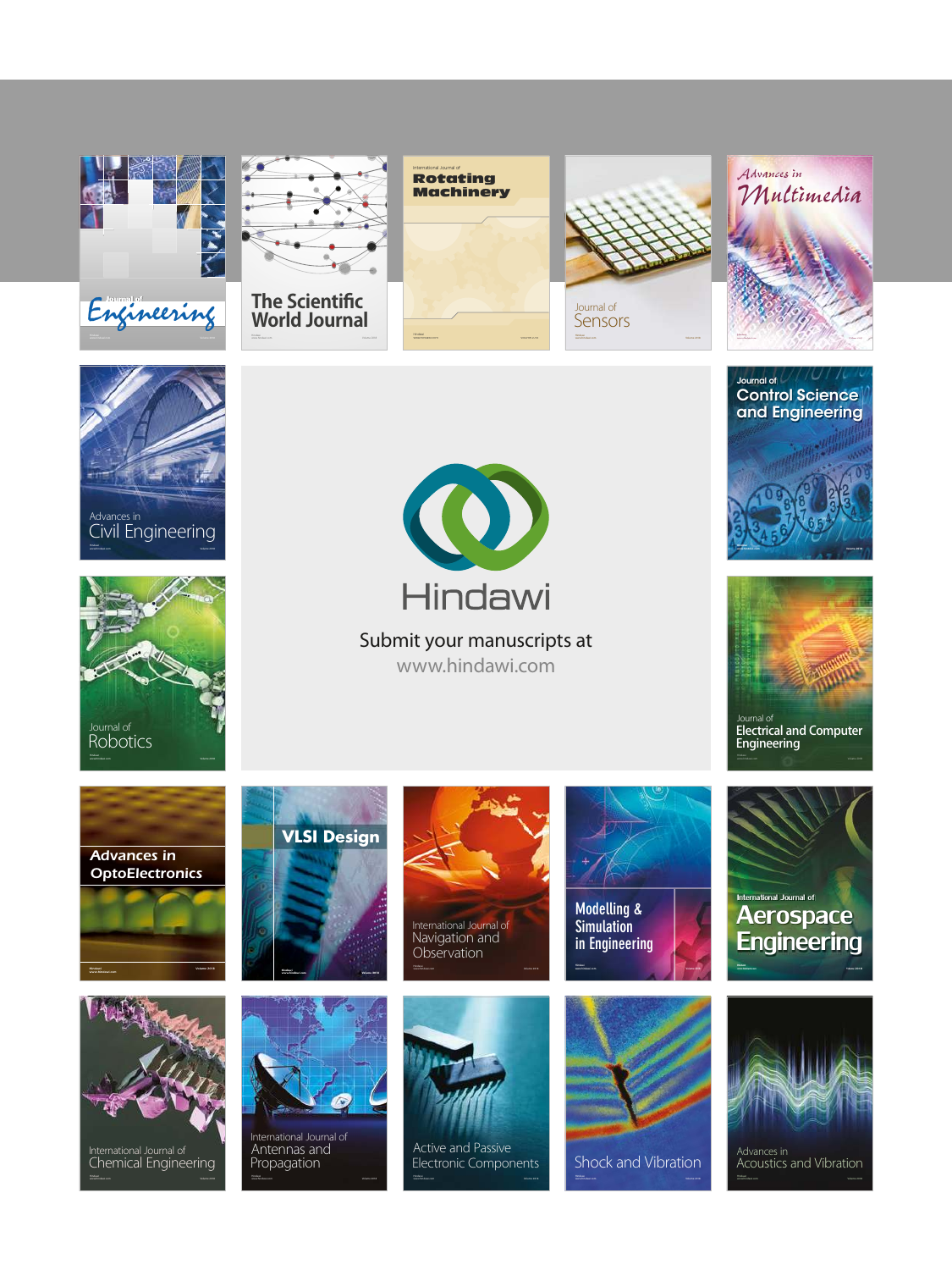Hindawi

Submit your manuscripts at
www.hindawi.com

Journal of Engineering

The Scientific World Journal

International Journal of Rotating Machinery

Journal of Sensors

Advances in Multimedia

Advances in Civil Engineering

Journal of Control Science and Engineering

Journal of Robotics

Journal of Electrical and Computer Engineering

Advances in OptoElectronics

VLSI Design

International Journal of Navigation and Observation

Modelling & Simulation in Engineering

International Journal of Aerospace Engineering

International Journal of Chemical Engineering

International Journal of Antennas and Propagation

Active and Passive Electronic Components

Shock and Vibration

Advances in Acoustics and Vibration